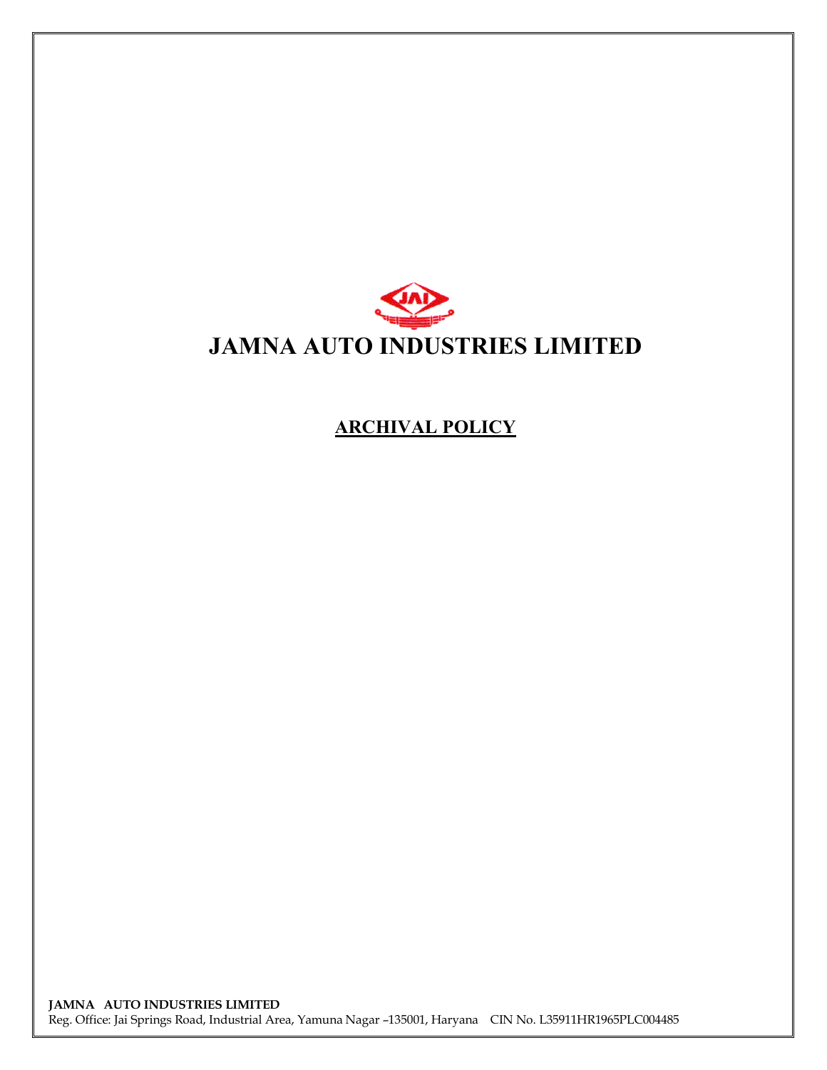# JAMNA AUTO INDUSTRIES LIMITED

## ARCHIVAL POLICY

**JAMNA AUTO INDUSTRIES LIMITED**
Reg. Office: Jai Springs Road, Industrial Area, Yamuna Nagar –135001, Haryana CIN No. L35911HR1965PLC004485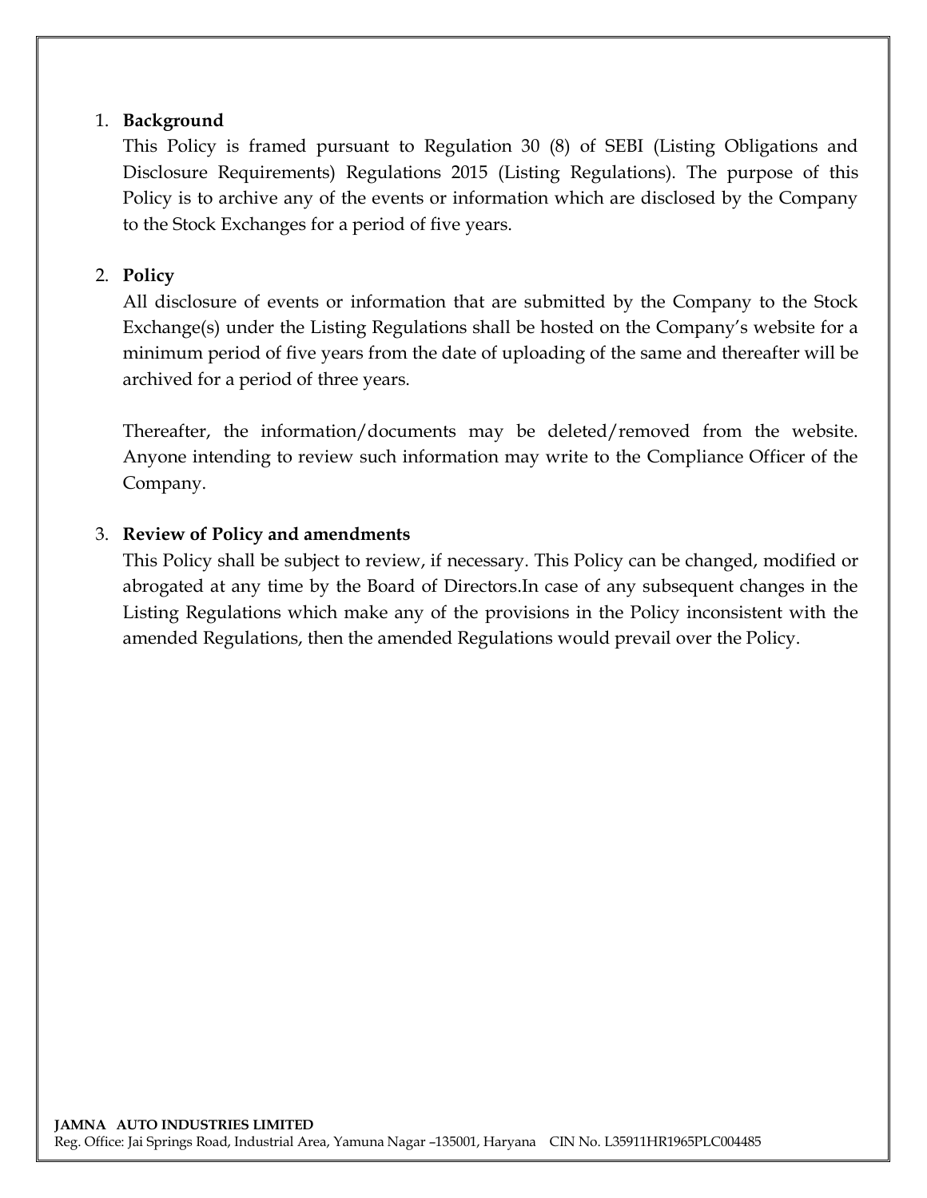1. **Background**

   This Policy is framed pursuant to Regulation 30 (8) of SEBI (Listing Obligations and Disclosure Requirements) Regulations 2015 (Listing Regulations). The purpose of this Policy is to archive any of the events or information which are disclosed by the Company to the Stock Exchanges for a period of five years.

2. **Policy**

   All disclosure of events or information that are submitted by the Company to the Stock Exchange(s) under the Listing Regulations shall be hosted on the Company's website for a minimum period of five years from the date of uploading of the same and thereafter will be archived for a period of three years.

   Thereafter, the information/documents may be deleted/removed from the website. Anyone intending to review such information may write to the Compliance Officer of the Company.

3. **Review of Policy and amendments**

   This Policy shall be subject to review, if necessary. This Policy can be changed, modified or abrogated at any time by the Board of Directors.In case of any subsequent changes in the Listing Regulations which make any of the provisions in the Policy inconsistent with the amended Regulations, then the amended Regulations would prevail over the Policy.